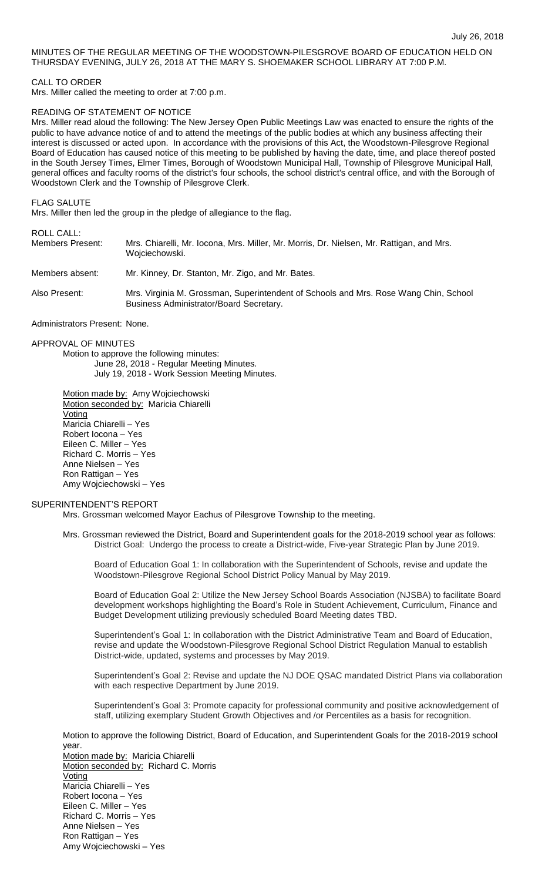July 26, 2018

MINUTES OF THE REGULAR MEETING OF THE WOODSTOWN-PILESGROVE BOARD OF EDUCATION HELD ON THURSDAY EVENING, JULY 26, 2018 AT THE MARY S. SHOEMAKER SCHOOL LIBRARY AT 7:00 P.M.

CALL TO ORDER

Mrs. Miller called the meeting to order at 7:00 p.m.

READING OF STATEMENT OF NOTICE

Mrs. Miller read aloud the following: The New Jersey Open Public Meetings Law was enacted to ensure the rights of the public to have advance notice of and to attend the meetings of the public bodies at which any business affecting their interest is discussed or acted upon. In accordance with the provisions of this Act, the Woodstown-Pilesgrove Regional Board of Education has caused notice of this meeting to be published by having the date, time, and place thereof posted in the South Jersey Times, Elmer Times, Borough of Woodstown Municipal Hall, Township of Pilesgrove Municipal Hall, general offices and faculty rooms of the district's four schools, the school district's central office, and with the Borough of Woodstown Clerk and the Township of Pilesgrove Clerk.

FLAG SALUTE

Mrs. Miller then led the group in the pledge of allegiance to the flag.

ROLL CALL:

| | |
|---|---|
| Members Present: | Mrs. Chiarelli, Mr. Iocona, Mrs. Miller, Mr. Morris, Dr. Nielsen, Mr. Rattigan, and Mrs. Wojciechowski. |
| Members absent: | Mr. Kinney, Dr. Stanton, Mr. Zigo, and Mr. Bates. |
| Also Present: | Mrs. Virginia M. Grossman, Superintendent of Schools and Mrs. Rose Wang Chin, School Business Administrator/Board Secretary. |

Administrators Present: None.

APPROVAL OF MINUTES

Motion to approve the following minutes:

June 28, 2018 - Regular Meeting Minutes.
July 19, 2018 - Work Session Meeting Minutes.

Motion made by: Amy Wojciechowski
Motion seconded by: Maricia Chiarelli
Voting
Maricia Chiarelli – Yes
Robert Iocona – Yes
Eileen C. Miller – Yes
Richard C. Morris – Yes
Anne Nielsen – Yes
Ron Rattigan – Yes
Amy Wojciechowski – Yes

SUPERINTENDENT'S REPORT

Mrs. Grossman welcomed Mayor Eachus of Pilesgrove Township to the meeting.

Mrs. Grossman reviewed the District, Board and Superintendent goals for the 2018-2019 school year as follows:

District Goal: Undergo the process to create a District-wide, Five-year Strategic Plan by June 2019.

Board of Education Goal 1: In collaboration with the Superintendent of Schools, revise and update the Woodstown-Pilesgrove Regional School District Policy Manual by May 2019.

Board of Education Goal 2: Utilize the New Jersey School Boards Association (NJSBA) to facilitate Board development workshops highlighting the Board's Role in Student Achievement, Curriculum, Finance and Budget Development utilizing previously scheduled Board Meeting dates TBD.

Superintendent's Goal 1: In collaboration with the District Administrative Team and Board of Education, revise and update the Woodstown-Pilesgrove Regional School District Regulation Manual to establish District-wide, updated, systems and processes by May 2019.

Superintendent's Goal 2: Revise and update the NJ DOE QSAC mandated District Plans via collaboration with each respective Department by June 2019.

Superintendent's Goal 3: Promote capacity for professional community and positive acknowledgement of staff, utilizing exemplary Student Growth Objectives and /or Percentiles as a basis for recognition.

Motion to approve the following District, Board of Education, and Superintendent Goals for the 2018-2019 school year.

Motion made by: Maricia Chiarelli
Motion seconded by: Richard C. Morris
Voting
Maricia Chiarelli – Yes
Robert Iocona – Yes
Eileen C. Miller – Yes
Richard C. Morris – Yes
Anne Nielsen – Yes
Ron Rattigan – Yes
Amy Wojciechowski – Yes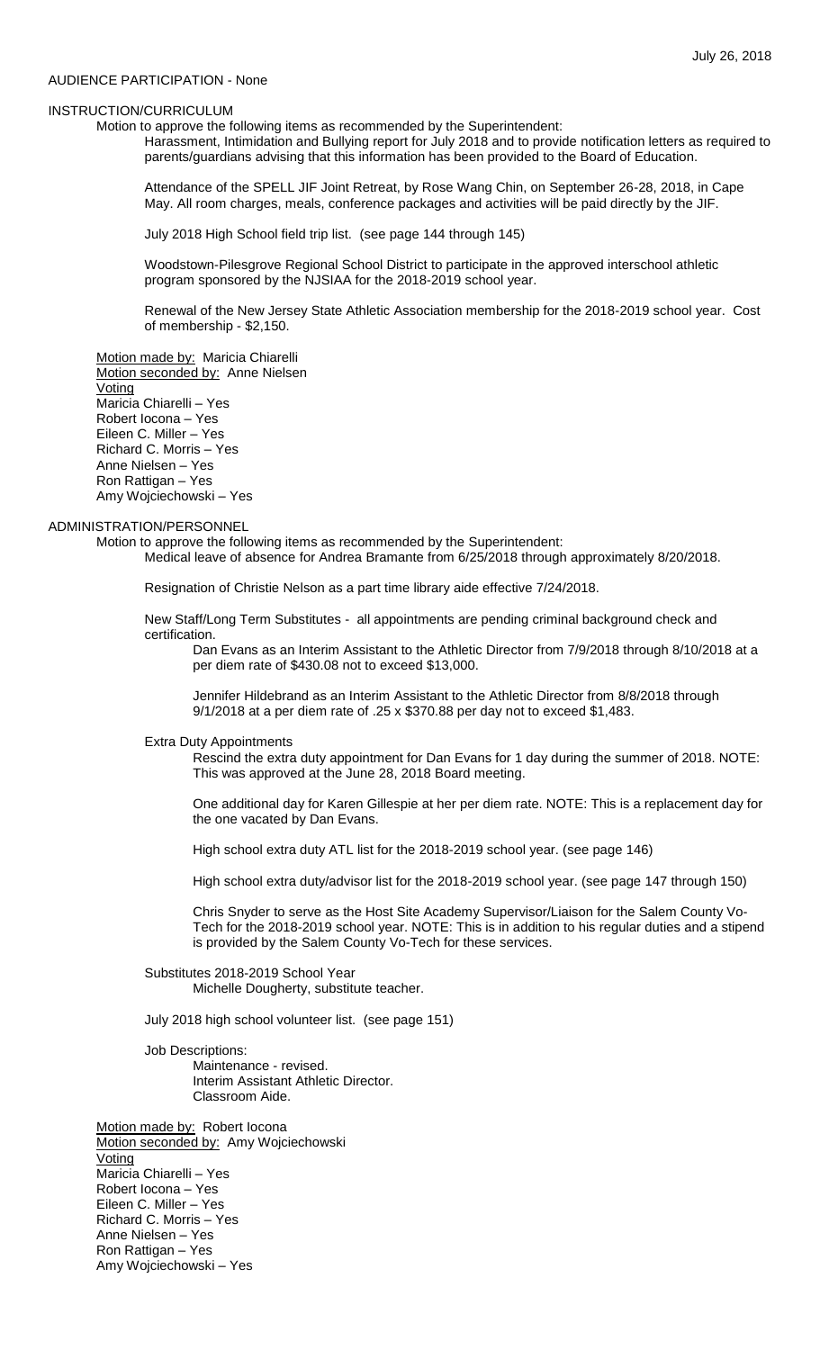AUDIENCE PARTICIPATION - None

INSTRUCTION/CURRICULUM

Motion to approve the following items as recommended by the Superintendent:

Harassment, Intimidation and Bullying report for July 2018 and to provide notification letters as required to parents/guardians advising that this information has been provided to the Board of Education.

Attendance of the SPELL JIF Joint Retreat, by Rose Wang Chin, on September 26-28, 2018, in Cape May. All room charges, meals, conference packages and activities will be paid directly by the JIF.

July 2018 High School field trip list. (see page 144 through 145)

Woodstown-Pilesgrove Regional School District to participate in the approved interschool athletic program sponsored by the NJSIAA for the 2018-2019 school year.

Renewal of the New Jersey State Athletic Association membership for the 2018-2019 school year. Cost of membership - $2,150.

Motion made by: Maricia Chiarelli
Motion seconded by: Anne Nielsen
Voting
Maricia Chiarelli – Yes
Robert Iocona – Yes
Eileen C. Miller – Yes
Richard C. Morris – Yes
Anne Nielsen – Yes
Ron Rattigan – Yes
Amy Wojciechowski – Yes

ADMINISTRATION/PERSONNEL

Motion to approve the following items as recommended by the Superintendent:

Medical leave of absence for Andrea Bramante from 6/25/2018 through approximately 8/20/2018.

Resignation of Christie Nelson as a part time library aide effective 7/24/2018.

New Staff/Long Term Substitutes - all appointments are pending criminal background check and certification.

Dan Evans as an Interim Assistant to the Athletic Director from 7/9/2018 through 8/10/2018 at a per diem rate of $430.08 not to exceed $13,000.

Jennifer Hildebrand as an Interim Assistant to the Athletic Director from 8/8/2018 through 9/1/2018 at a per diem rate of .25 x $370.88 per day not to exceed $1,483.

Extra Duty Appointments

Rescind the extra duty appointment for Dan Evans for 1 day during the summer of 2018. NOTE: This was approved at the June 28, 2018 Board meeting.

One additional day for Karen Gillespie at her per diem rate. NOTE: This is a replacement day for the one vacated by Dan Evans.

High school extra duty ATL list for the 2018-2019 school year. (see page 146)

High school extra duty/advisor list for the 2018-2019 school year. (see page 147 through 150)

Chris Snyder to serve as the Host Site Academy Supervisor/Liaison for the Salem County Vo-Tech for the 2018-2019 school year. NOTE: This is in addition to his regular duties and a stipend is provided by the Salem County Vo-Tech for these services.

Substitutes 2018-2019 School Year

Michelle Dougherty, substitute teacher.

July 2018 high school volunteer list. (see page 151)

Job Descriptions:

Maintenance - revised.
Interim Assistant Athletic Director.
Classroom Aide.

Motion made by: Robert Iocona
Motion seconded by: Amy Wojciechowski
Voting
Maricia Chiarelli – Yes
Robert Iocona – Yes
Eileen C. Miller – Yes
Richard C. Morris – Yes
Anne Nielsen – Yes
Ron Rattigan – Yes
Amy Wojciechowski – Yes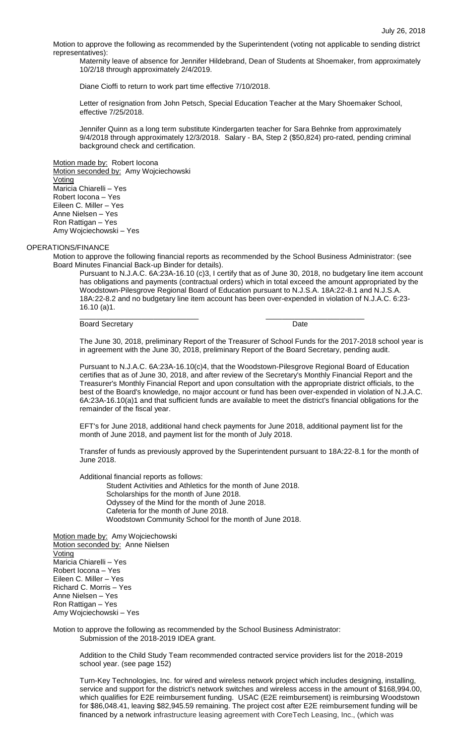Motion to approve the following as recommended by the Superintendent (voting not applicable to sending district representatives):

Maternity leave of absence for Jennifer Hildebrand, Dean of Students at Shoemaker, from approximately 10/2/18 through approximately 2/4/2019.

Diane Cioffi to return to work part time effective 7/10/2018.

Letter of resignation from John Petsch, Special Education Teacher at the Mary Shoemaker School, effective 7/25/2018.

Jennifer Quinn as a long term substitute Kindergarten teacher for Sara Behnke from approximately 9/4/2018 through approximately 12/3/2018. Salary - BA, Step 2 ($50,824) pro-rated, pending criminal background check and certification.

Motion made by: Robert Iocona
Motion seconded by: Amy Wojciechowski
Voting
Maricia Chiarelli – Yes
Robert Iocona – Yes
Eileen C. Miller – Yes
Anne Nielsen – Yes
Ron Rattigan – Yes
Amy Wojciechowski – Yes

OPERATIONS/FINANCE

Motion to approve the following financial reports as recommended by the School Business Administrator: (see Board Minutes Financial Back-up Binder for details).

Pursuant to N.J.A.C. 6A:23A-16.10 (c)3, I certify that as of June 30, 2018, no budgetary line item account has obligations and payments (contractual orders) which in total exceed the amount appropriated by the Woodstown-Pilesgrove Regional Board of Education pursuant to N.J.S.A. 18A:22-8.1 and N.J.S.A. 18A:22-8.2 and no budgetary line item account has been over-expended in violation of N.J.A.C. 6:23-16.10 (a)1.

\_\_\_\_\_\_\_\_\_\_\_\_\_\_\_\_\_\_\_\_\_\_\_\_\_\_\_\_ \_\_\_\_\_\_\_\_\_\_\_\_\_\_\_\_\_\_\_\_\_\_\_\_
Board Secretary Date

The June 30, 2018, preliminary Report of the Treasurer of School Funds for the 2017-2018 school year is in agreement with the June 30, 2018, preliminary Report of the Board Secretary, pending audit.

Pursuant to N.J.A.C. 6A:23A-16.10(c)4, that the Woodstown-Pilesgrove Regional Board of Education certifies that as of June 30, 2018, and after review of the Secretary's Monthly Financial Report and the Treasurer's Monthly Financial Report and upon consultation with the appropriate district officials, to the best of the Board's knowledge, no major account or fund has been over-expended in violation of N.J.A.C. 6A:23A-16.10(a)1 and that sufficient funds are available to meet the district's financial obligations for the remainder of the fiscal year.

EFT's for June 2018, additional hand check payments for June 2018, additional payment list for the month of June 2018, and payment list for the month of July 2018.

Transfer of funds as previously approved by the Superintendent pursuant to 18A:22-8.1 for the month of June 2018.

Additional financial reports as follows:

- Student Activities and Athletics for the month of June 2018.
- Scholarships for the month of June 2018.
- Odyssey of the Mind for the month of June 2018.
- Cafeteria for the month of June 2018.
- Woodstown Community School for the month of June 2018.

Motion made by: Amy Wojciechowski
Motion seconded by: Anne Nielsen
Voting
Maricia Chiarelli – Yes
Robert Iocona – Yes
Eileen C. Miller – Yes
Richard C. Morris – Yes
Anne Nielsen – Yes
Ron Rattigan – Yes
Amy Wojciechowski – Yes

Motion to approve the following as recommended by the School Business Administrator:

Submission of the 2018-2019 IDEA grant.

Addition to the Child Study Team recommended contracted service providers list for the 2018-2019 school year. (see page 152)

Turn-Key Technologies, Inc. for wired and wireless network project which includes designing, installing, service and support for the district's network switches and wireless access in the amount of $168,994.00, which qualifies for E2E reimbursement funding. USAC (E2E reimbursement) is reimbursing Woodstown for $86,048.41, leaving $82,945.59 remaining. The project cost after E2E reimbursement funding will be financed by a network infrastructure leasing agreement with CoreTech Leasing, Inc., (which was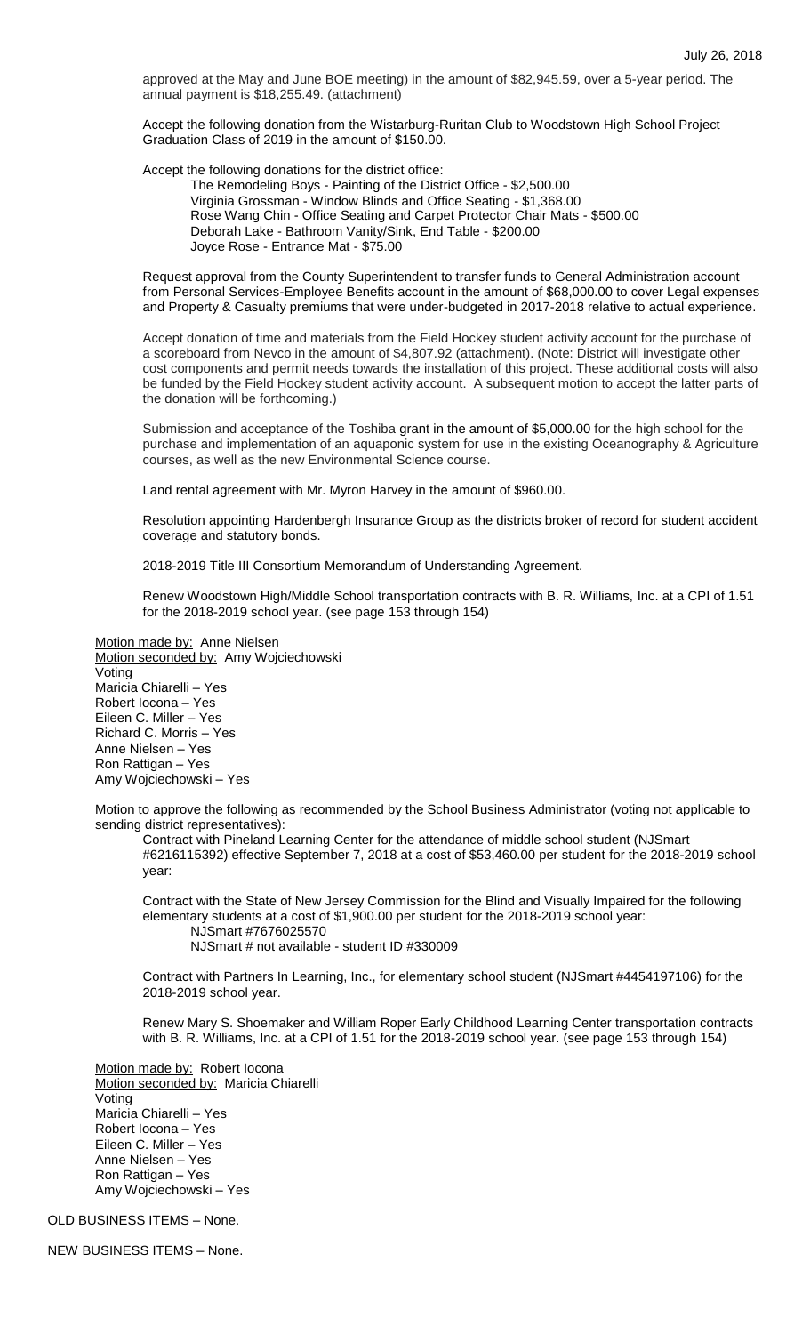approved at the May and June BOE meeting) in the amount of $82,945.59, over a 5-year period. The annual payment is $18,255.49. (attachment)

Accept the following donation from the Wistarburg-Ruritan Club to Woodstown High School Project Graduation Class of 2019 in the amount of $150.00.

Accept the following donations for the district office:

- The Remodeling Boys - Painting of the District Office - $2,500.00
- Virginia Grossman - Window Blinds and Office Seating - $1,368.00
- Rose Wang Chin - Office Seating and Carpet Protector Chair Mats - $500.00
- Deborah Lake - Bathroom Vanity/Sink, End Table - $200.00
- Joyce Rose - Entrance Mat - $75.00

Request approval from the County Superintendent to transfer funds to General Administration account from Personal Services-Employee Benefits account in the amount of $68,000.00 to cover Legal expenses and Property & Casualty premiums that were under-budgeted in 2017-2018 relative to actual experience.

Accept donation of time and materials from the Field Hockey student activity account for the purchase of a scoreboard from Nevco in the amount of $4,807.92 (attachment). (Note: District will investigate other cost components and permit needs towards the installation of this project. These additional costs will also be funded by the Field Hockey student activity account. A subsequent motion to accept the latter parts of the donation will be forthcoming.)

Submission and acceptance of the Toshiba grant in the amount of $5,000.00 for the high school for the purchase and implementation of an aquaponic system for use in the existing Oceanography & Agriculture courses, as well as the new Environmental Science course.

Land rental agreement with Mr. Myron Harvey in the amount of $960.00.

Resolution appointing Hardenbergh Insurance Group as the districts broker of record for student accident coverage and statutory bonds.

2018-2019 Title III Consortium Memorandum of Understanding Agreement.

Renew Woodstown High/Middle School transportation contracts with B. R. Williams, Inc. at a CPI of 1.51 for the 2018-2019 school year. (see page 153 through 154)

Motion made by: Anne Nielsen
Motion seconded by: Amy Wojciechowski
Voting
Maricia Chiarelli – Yes
Robert Iocona – Yes
Eileen C. Miller – Yes
Richard C. Morris – Yes
Anne Nielsen – Yes
Ron Rattigan – Yes
Amy Wojciechowski – Yes

Motion to approve the following as recommended by the School Business Administrator (voting not applicable to sending district representatives):

Contract with Pineland Learning Center for the attendance of middle school student (NJSmart #6216115392) effective September 7, 2018 at a cost of $53,460.00 per student for the 2018-2019 school year:

Contract with the State of New Jersey Commission for the Blind and Visually Impaired for the following elementary students at a cost of $1,900.00 per student for the 2018-2019 school year:

- NJSmart #7676025570
- NJSmart # not available - student ID #330009

Contract with Partners In Learning, Inc., for elementary school student (NJSmart #4454197106) for the 2018-2019 school year.

Renew Mary S. Shoemaker and William Roper Early Childhood Learning Center transportation contracts with B. R. Williams, Inc. at a CPI of 1.51 for the 2018-2019 school year. (see page 153 through 154)

Motion made by: Robert Iocona
Motion seconded by: Maricia Chiarelli
Voting
Maricia Chiarelli – Yes
Robert Iocona – Yes
Eileen C. Miller – Yes
Anne Nielsen – Yes
Ron Rattigan – Yes
Amy Wojciechowski – Yes

OLD BUSINESS ITEMS – None.

NEW BUSINESS ITEMS – None.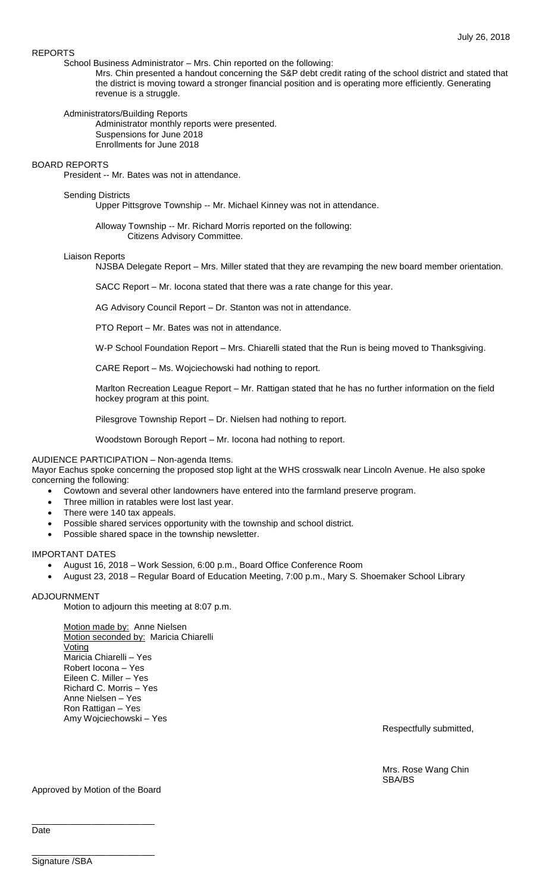July 26, 2018

REPORTS

School Business Administrator – Mrs. Chin reported on the following:

Mrs. Chin presented a handout concerning the S&P debt credit rating of the school district and stated that the district is moving toward a stronger financial position and is operating more efficiently. Generating revenue is a struggle.

Administrators/Building Reports

Administrator monthly reports were presented.
Suspensions for June 2018
Enrollments for June 2018

BOARD REPORTS

President -- Mr. Bates was not in attendance.

Sending Districts

Upper Pittsgrove Township -- Mr. Michael Kinney was not in attendance.

Alloway Township -- Mr. Richard Morris reported on the following:
Citizens Advisory Committee.

Liaison Reports

NJSBA Delegate Report – Mrs. Miller stated that they are revamping the new board member orientation.

SACC Report – Mr. Iocona stated that there was a rate change for this year.

AG Advisory Council Report – Dr. Stanton was not in attendance.

PTO Report – Mr. Bates was not in attendance.

W-P School Foundation Report – Mrs. Chiarelli stated that the Run is being moved to Thanksgiving.

CARE Report – Ms. Wojciechowski had nothing to report.

Marlton Recreation League Report – Mr. Rattigan stated that he has no further information on the field hockey program at this point.

Pilesgrove Township Report – Dr. Nielsen had nothing to report.

Woodstown Borough Report – Mr. Iocona had nothing to report.

AUDIENCE PARTICIPATION – Non-agenda Items.

Mayor Eachus spoke concerning the proposed stop light at the WHS crosswalk near Lincoln Avenue. He also spoke concerning the following:

- Cowtown and several other landowners have entered into the farmland preserve program.
- Three million in ratables were lost last year.
- There were 140 tax appeals.
- Possible shared services opportunity with the township and school district.
- Possible shared space in the township newsletter.

IMPORTANT DATES

- August 16, 2018 – Work Session, 6:00 p.m., Board Office Conference Room
- August 23, 2018 – Regular Board of Education Meeting, 7:00 p.m., Mary S. Shoemaker School Library

ADJOURNMENT

Motion to adjourn this meeting at 8:07 p.m.

Motion made by: Anne Nielsen
Motion seconded by: Maricia Chiarelli
Voting
Maricia Chiarelli – Yes
Robert Iocona – Yes
Eileen C. Miller – Yes
Richard C. Morris – Yes
Anne Nielsen – Yes
Ron Rattigan – Yes
Amy Wojciechowski – Yes

Respectfully submitted,

Mrs. Rose Wang Chin
SBA/BS

Approved by Motion of the Board

_________________________
Date

_________________________
Signature /SBA